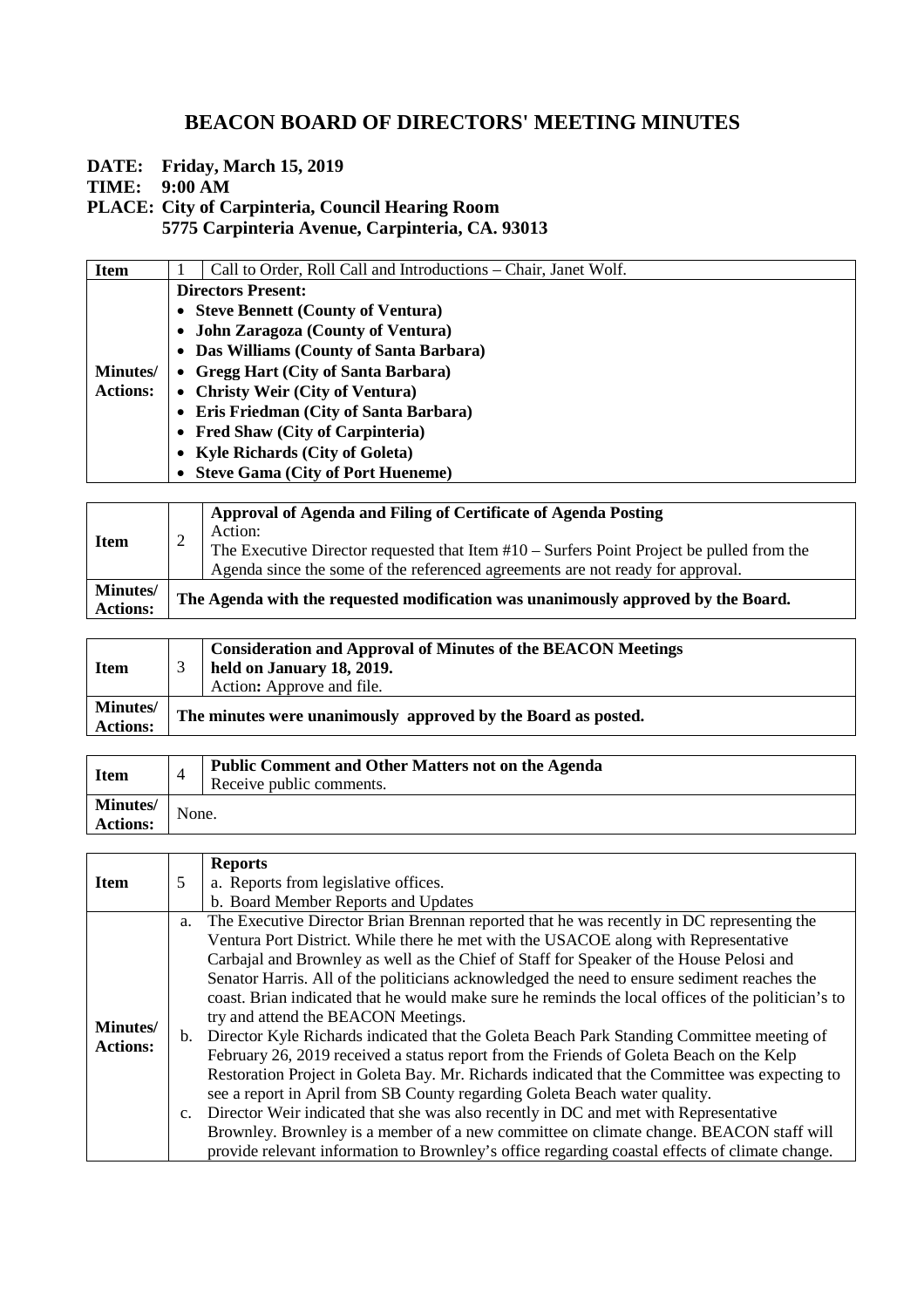# BEACON BOARD OF DIRECTORS' MEETING MINUTES

**DATE: Friday, March 15, 2019**
**TIME: 9:00 AM**
**PLACE: City of Carpinteria, Council Hearing Room**
**5775 Carpinteria Avenue, Carpinteria, CA. 93013**

| **Item** | 1 | Call to Order, Roll Call and Introductions – Chair, Janet Wolf. |
|---|---|---|
| **Minutes/ Actions:** | **Directors Present:**<br>• **Steve Bennett (County of Ventura)**<br>• **John Zaragoza (County of Ventura)**<br>• **Das Williams (County of Santa Barbara)**<br>• **Gregg Hart (City of Santa Barbara)**<br>• **Christy Weir (City of Ventura)**<br>• **Eris Friedman (City of Santa Barbara)**<br>• **Fred Shaw (City of Carpinteria)**<br>• **Kyle Richards (City of Goleta)**<br>• **Steve Gama (City of Port Hueneme)** | |

| **Item** | 2 | **Approval of Agenda and Filing of Certificate of Agenda Posting**<br>Action:<br>The Executive Director requested that Item #10 – Surfers Point Project be pulled from the Agenda since the some of the referenced agreements are not ready for approval. |
|---|---|---|
| **Minutes/ Actions:** | **The Agenda with the requested modification was unanimously approved by the Board.** | |

| **Item** | 3 | **Consideration and Approval of Minutes of the BEACON Meetings held on January 18, 2019.**<br>Action**:** Approve and file. |
|---|---|---|
| **Minutes/ Actions:** | **The minutes were unanimously approved by the Board as posted.** | |

| **Item** | 4 | **Public Comment and Other Matters not on the Agenda**<br>Receive public comments. |
|---|---|---|
| **Minutes/ Actions:** | None. | |

| **Item** | 5 | **Reports**<br>a. Reports from legislative offices.<br>b. Board Member Reports and Updates |
|---|---|---|
| **Minutes/ Actions:** | a. The Executive Director Brian Brennan reported that he was recently in DC representing the Ventura Port District. While there he met with the USACOE along with Representative Carbajal and Brownley as well as the Chief of Staff for Speaker of the House Pelosi and Senator Harris. All of the politicians acknowledged the need to ensure sediment reaches the coast. Brian indicated that he would make sure he reminds the local offices of the politician's to try and attend the BEACON Meetings.<br>b. Director Kyle Richards indicated that the Goleta Beach Park Standing Committee meeting of February 26, 2019 received a status report from the Friends of Goleta Beach on the Kelp Restoration Project in Goleta Bay. Mr. Richards indicated that the Committee was expecting to see a report in April from SB County regarding Goleta Beach water quality.<br>c. Director Weir indicated that she was also recently in DC and met with Representative Brownley. Brownley is a member of a new committee on climate change. BEACON staff will provide relevant information to Brownley's office regarding coastal effects of climate change. | |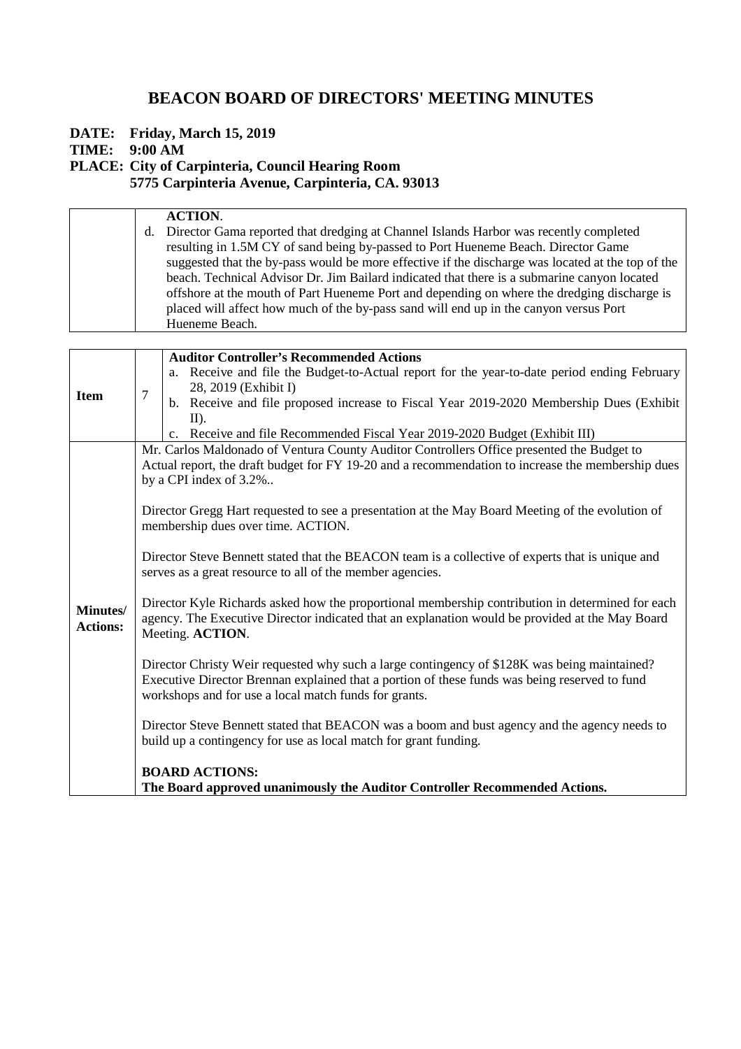# BEACON BOARD OF DIRECTORS' MEETING MINUTES

**DATE: Friday, March 15, 2019**
**TIME: 9:00 AM**
**PLACE: City of Carpinteria, Council Hearing Room**
**5775 Carpinteria Avenue, Carpinteria, CA. 93013**

| | |
|---|---|
| | **ACTION**.<br>d. Director Gama reported that dredging at Channel Islands Harbor was recently completed resulting in 1.5M CY of sand being by-passed to Port Hueneme Beach. Director Game suggested that the by-pass would be more effective if the discharge was located at the top of the beach. Technical Advisor Dr. Jim Bailard indicated that there is a submarine canyon located offshore at the mouth of Part Hueneme Port and depending on where the dredging discharge is placed will affect how much of the by-pass sand will end up in the canyon versus Port Hueneme Beach. |

| | | |
|---|---|---|
| **Item** | 7 | **Auditor Controller's Recommended Actions**<br>a. Receive and file the Budget-to-Actual report for the year-to-date period ending February 28, 2019 (Exhibit I)<br>b. Receive and file proposed increase to Fiscal Year 2019-2020 Membership Dues (Exhibit II).<br>c. Receive and file Recommended Fiscal Year 2019-2020 Budget (Exhibit III) |
| **Minutes/ Actions:** | | Mr. Carlos Maldonado of Ventura County Auditor Controllers Office presented the Budget to Actual report, the draft budget for FY 19-20 and a recommendation to increase the membership dues by a CPI index of 3.2%..<br><br>Director Gregg Hart requested to see a presentation at the May Board Meeting of the evolution of membership dues over time. ACTION.<br><br>Director Steve Bennett stated that the BEACON team is a collective of experts that is unique and serves as a great resource to all of the member agencies.<br><br>Director Kyle Richards asked how the proportional membership contribution in determined for each agency. The Executive Director indicated that an explanation would be provided at the May Board Meeting. **ACTION**.<br><br>Director Christy Weir requested why such a large contingency of $128K was being maintained? Executive Director Brennan explained that a portion of these funds was being reserved to fund workshops and for use a local match funds for grants.<br><br>Director Steve Bennett stated that BEACON was a boom and bust agency and the agency needs to build up a contingency for use as local match for grant funding.<br><br>**BOARD ACTIONS:**<br>**The Board approved unanimously the Auditor Controller Recommended Actions.** |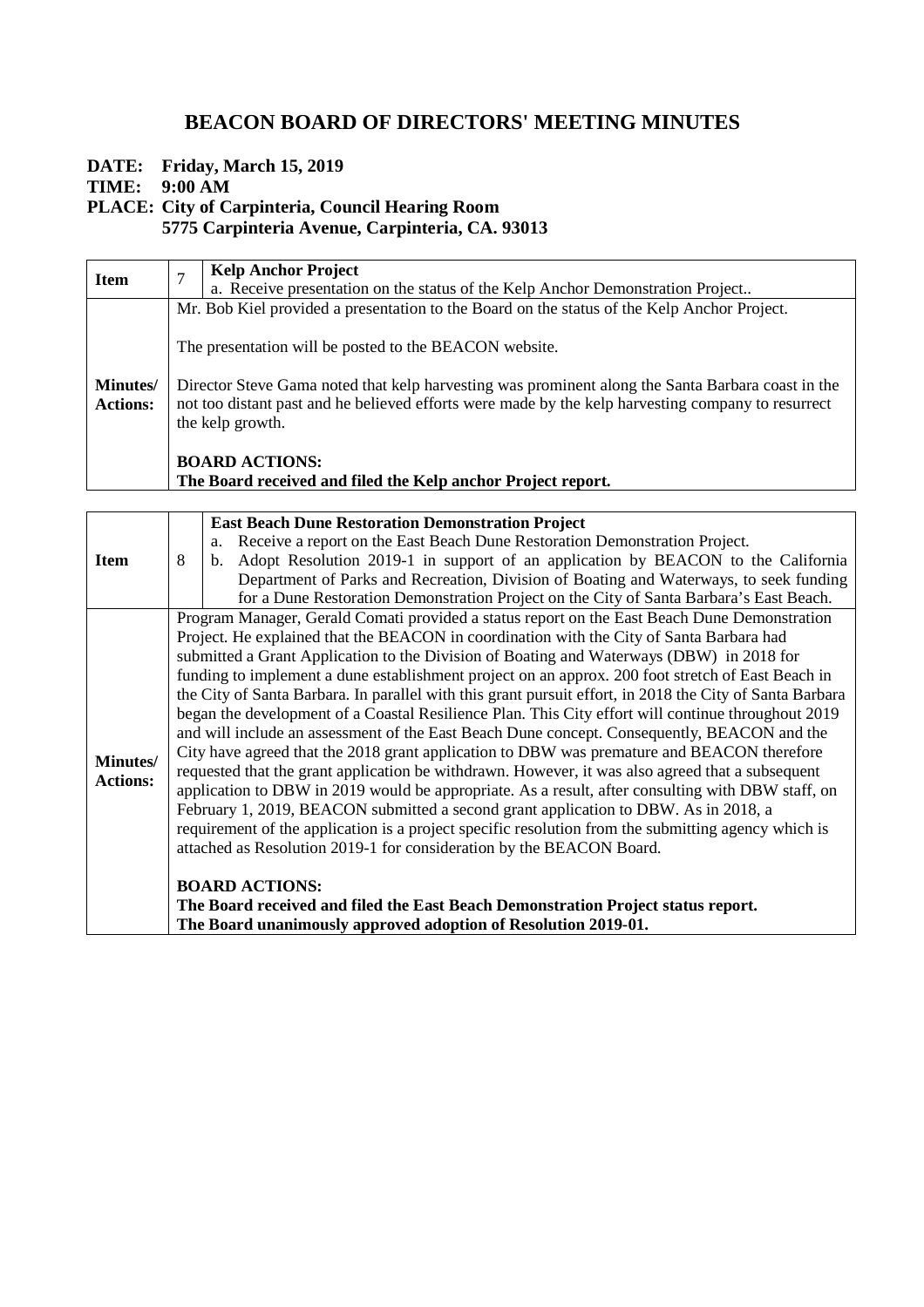# BEACON BOARD OF DIRECTORS' MEETING MINUTES

**DATE: Friday, March 15, 2019**
**TIME: 9:00 AM**
**PLACE: City of Carpinteria, Council Hearing Room**
**5775 Carpinteria Avenue, Carpinteria, CA. 93013**

| **Item** | 7 | **Kelp Anchor Project**<br>a. Receive presentation on the status of the Kelp Anchor Demonstration Project.. |
|---|---|---|
| **Minutes/ Actions:** | Mr. Bob Kiel provided a presentation to the Board on the status of the Kelp Anchor Project.<br><br>The presentation will be posted to the BEACON website.<br><br>Director Steve Gama noted that kelp harvesting was prominent along the Santa Barbara coast in the not too distant past and he believed efforts were made by the kelp harvesting company to resurrect the kelp growth.<br><br>**BOARD ACTIONS:**<br>**The Board received and filed the Kelp anchor Project report.** | |

| **Item** | 8 | **East Beach Dune Restoration Demonstration Project**<br>a. Receive a report on the East Beach Dune Restoration Demonstration Project.<br>b. Adopt Resolution 2019-1 in support of an application by BEACON to the California Department of Parks and Recreation, Division of Boating and Waterways, to seek funding for a Dune Restoration Demonstration Project on the City of Santa Barbara's East Beach. |
|---|---|---|
| **Minutes/ Actions:** | Program Manager, Gerald Comati provided a status report on the East Beach Dune Demonstration Project. He explained that the BEACON in coordination with the City of Santa Barbara had submitted a Grant Application to the Division of Boating and Waterways (DBW) in 2018 for funding to implement a dune establishment project on an approx. 200 foot stretch of East Beach in the City of Santa Barbara. In parallel with this grant pursuit effort, in 2018 the City of Santa Barbara began the development of a Coastal Resilience Plan. This City effort will continue throughout 2019 and will include an assessment of the East Beach Dune concept. Consequently, BEACON and the City have agreed that the 2018 grant application to DBW was premature and BEACON therefore requested that the grant application be withdrawn. However, it was also agreed that a subsequent application to DBW in 2019 would be appropriate. As a result, after consulting with DBW staff, on February 1, 2019, BEACON submitted a second grant application to DBW. As in 2018, a requirement of the application is a project specific resolution from the submitting agency which is attached as Resolution 2019-1 for consideration by the BEACON Board.<br><br>**BOARD ACTIONS:**<br>**The Board received and filed the East Beach Demonstration Project status report.**<br>**The Board unanimously approved adoption of Resolution 2019-01.** | |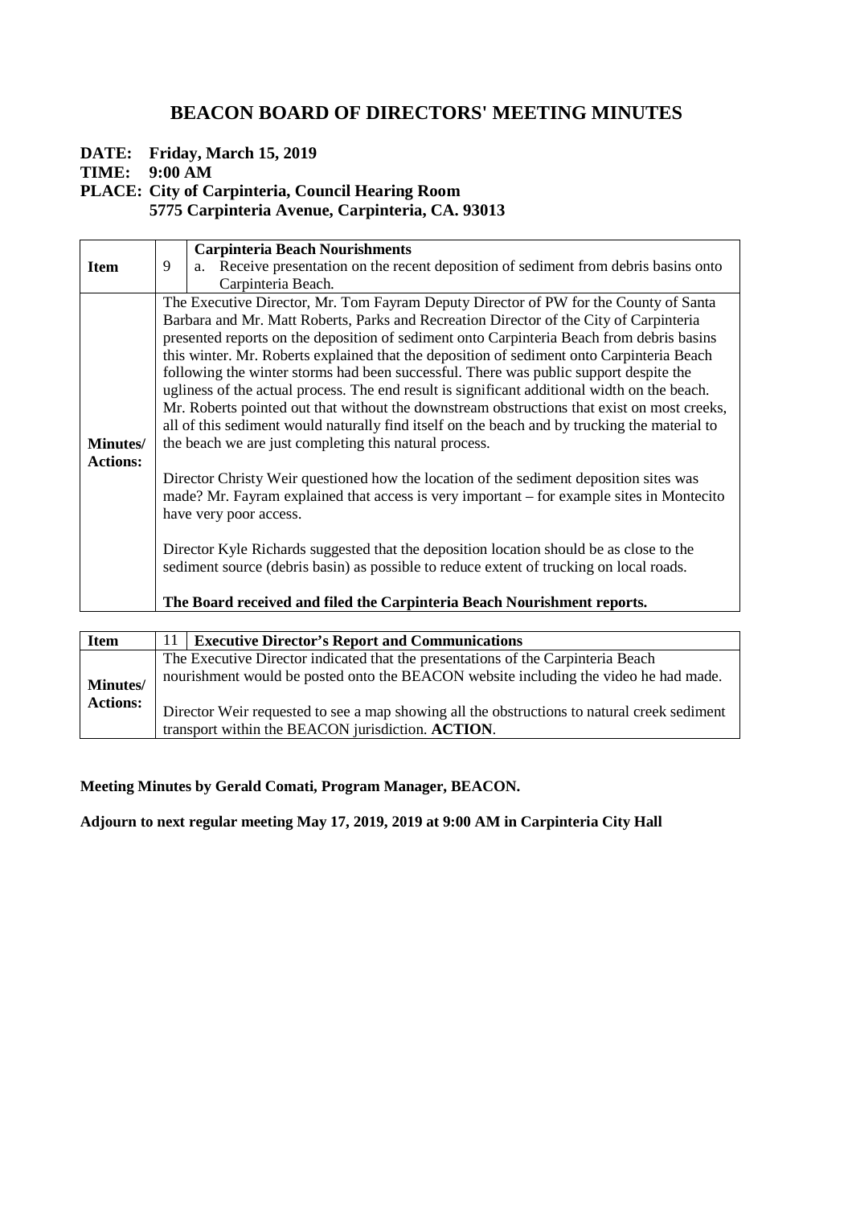# BEACON BOARD OF DIRECTORS' MEETING MINUTES

**DATE: Friday, March 15, 2019**
**TIME: 9:00 AM**
**PLACE: City of Carpinteria, Council Hearing Room**
**5775 Carpinteria Avenue, Carpinteria, CA. 93013**

| | | |
|---|---|---|
| **Item** | 9 | **Carpinteria Beach Nourishments**<br>a. Receive presentation on the recent deposition of sediment from debris basins onto Carpinteria Beach. |
| **Minutes/ Actions:** | The Executive Director, Mr. Tom Fayram Deputy Director of PW for the County of Santa Barbara and Mr. Matt Roberts, Parks and Recreation Director of the City of Carpinteria presented reports on the deposition of sediment onto Carpinteria Beach from debris basins this winter. Mr. Roberts explained that the deposition of sediment onto Carpinteria Beach following the winter storms had been successful. There was public support despite the ugliness of the actual process. The end result is significant additional width on the beach. Mr. Roberts pointed out that without the downstream obstructions that exist on most creeks, all of this sediment would naturally find itself on the beach and by trucking the material to the beach we are just completing this natural process.<br><br>Director Christy Weir questioned how the location of the sediment deposition sites was made? Mr. Fayram explained that access is very important – for example sites in Montecito have very poor access.<br><br>Director Kyle Richards suggested that the deposition location should be as close to the sediment source (debris basin) as possible to reduce extent of trucking on local roads.<br><br>**The Board received and filed the Carpinteria Beach Nourishment reports.** | |

| | | |
|---|---|---|
| **Item** | 11 | **Executive Director's Report and Communications** |
| **Minutes/ Actions:** | The Executive Director indicated that the presentations of the Carpinteria Beach nourishment would be posted onto the BEACON website including the video he had made.<br><br>Director Weir requested to see a map showing all the obstructions to natural creek sediment transport within the BEACON jurisdiction. **ACTION**. | |

**Meeting Minutes by Gerald Comati, Program Manager, BEACON.**

**Adjourn to next regular meeting May 17, 2019, 2019 at 9:00 AM in Carpinteria City Hall**